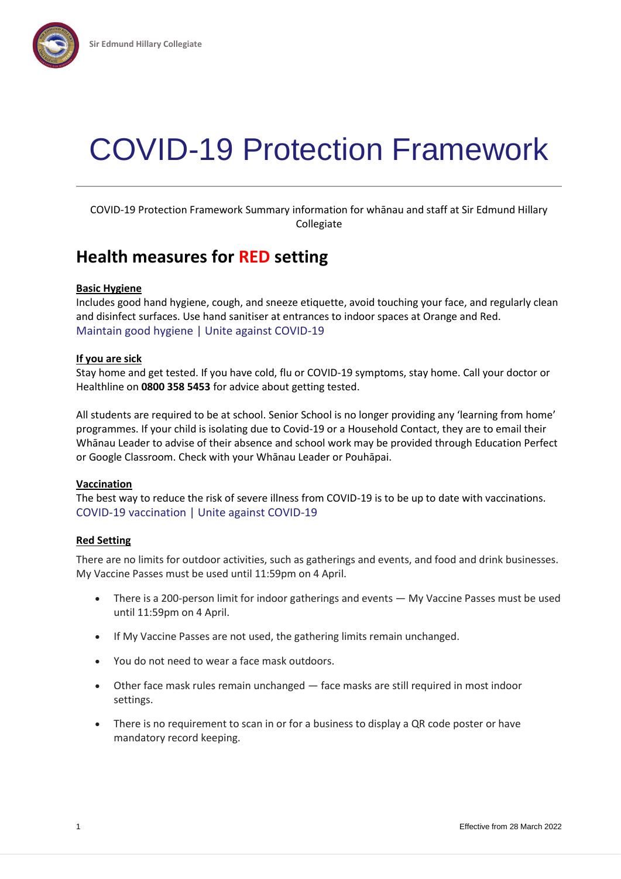# COVID-19 Protection Framework

COVID-19 Protection Framework Summary information for whānau and staff at Sir Edmund Hillary Collegiate

## Health measures for RED setting

**Basic Hygiene**

Includes good hand hygiene, cough, and sneeze etiquette, avoid touching your face, and regularly clean and disinfect surfaces. Use hand sanitiser at entrances to indoor spaces at Orange and Red.
Maintain good hygiene | Unite against COVID-19

**If you are sick**

Stay home and get tested. If you have cold, flu or COVID-19 symptoms, stay home. Call your doctor or Healthline on **0800 358 5453** for advice about getting tested.

All students are required to be at school. Senior School is no longer providing any 'learning from home' programmes. If your child is isolating due to Covid-19 or a Household Contact, they are to email their Whānau Leader to advise of their absence and school work may be provided through Education Perfect or Google Classroom. Check with your Whānau Leader or Pouhāpai.

**Vaccination**

The best way to reduce the risk of severe illness from COVID-19 is to be up to date with vaccinations.
COVID-19 vaccination | Unite against COVID-19

**Red Setting**

There are no limits for outdoor activities, such as gatherings and events, and food and drink businesses. My Vaccine Passes must be used until 11:59pm on 4 April.

- There is a 200-person limit for indoor gatherings and events — My Vaccine Passes must be used until 11:59pm on 4 April.
- If My Vaccine Passes are not used, the gathering limits remain unchanged.
- You do not need to wear a face mask outdoors.
- Other face mask rules remain unchanged — face masks are still required in most indoor settings.
- There is no requirement to scan in or for a business to display a QR code poster or have mandatory record keeping.

Effective from 28 March 2022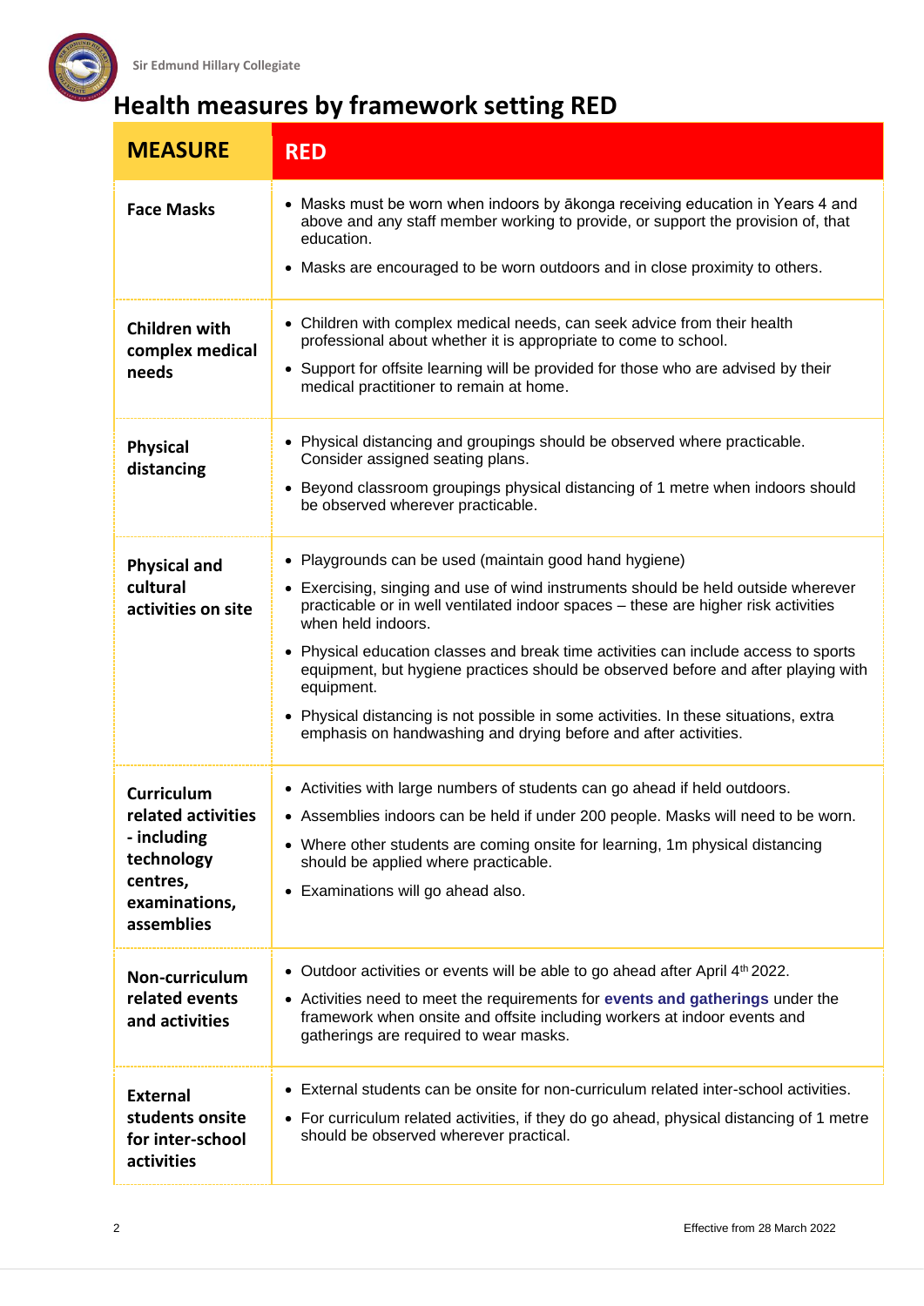# Health measures by framework setting RED

| MEASURE | RED |
|---|---|
| **Face Masks** | • Masks must be worn when indoors by ākonga receiving education in Years 4 and above and any staff member working to provide, or support the provision of, that education.<br>• Masks are encouraged to be worn outdoors and in close proximity to others. |
| **Children with complex medical needs** | • Children with complex medical needs, can seek advice from their health professional about whether it is appropriate to come to school.<br>• Support for offsite learning will be provided for those who are advised by their medical practitioner to remain at home. |
| **Physical distancing** | • Physical distancing and groupings should be observed where practicable. Consider assigned seating plans.<br>• Beyond classroom groupings physical distancing of 1 metre when indoors should be observed wherever practicable. |
| **Physical and cultural activities on site** | • Playgrounds can be used (maintain good hand hygiene)<br>• Exercising, singing and use of wind instruments should be held outside wherever practicable or in well ventilated indoor spaces – these are higher risk activities when held indoors.<br>• Physical education classes and break time activities can include access to sports equipment, but hygiene practices should be observed before and after playing with equipment.<br>• Physical distancing is not possible in some activities. In these situations, extra emphasis on handwashing and drying before and after activities. |
| **Curriculum related activities - including technology centres, examinations, assemblies** | • Activities with large numbers of students can go ahead if held outdoors.<br>• Assemblies indoors can be held if under 200 people. Masks will need to be worn.<br>• Where other students are coming onsite for learning, 1m physical distancing should be applied where practicable.<br>• Examinations will go ahead also. |
| **Non-curriculum related events and activities** | • Outdoor activities or events will be able to go ahead after April 4th 2022.<br>• Activities need to meet the requirements for **events and gatherings** under the framework when onsite and offsite including workers at indoor events and gatherings are required to wear masks. |
| **External students onsite for inter-school activities** | • External students can be onsite for non-curriculum related inter-school activities.<br>• For curriculum related activities, if they do go ahead, physical distancing of 1 metre should be observed wherever practical. |

Effective from 28 March 2022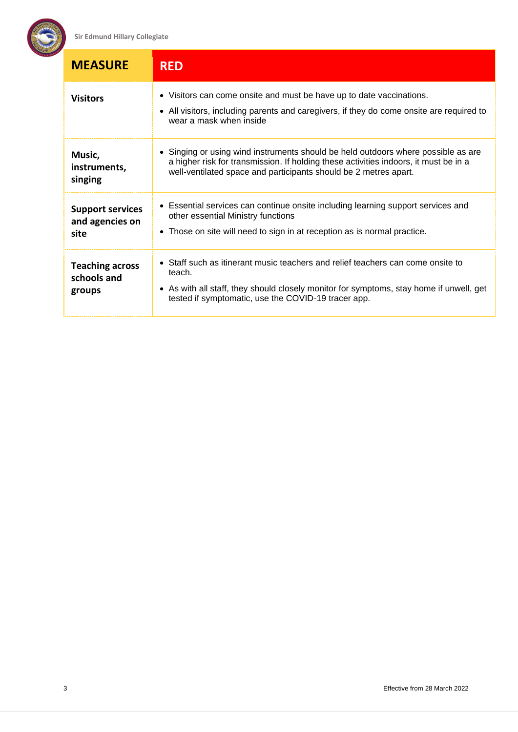| MEASURE | RED |
|---|---|
| **Visitors** | • Visitors can come onsite and must be have up to date vaccinations.<br>• All visitors, including parents and caregivers, if they do come onsite are required to wear a mask when inside |
| **Music, instruments, singing** | • Singing or using wind instruments should be held outdoors where possible as are a higher risk for transmission. If holding these activities indoors, it must be in a well-ventilated space and participants should be 2 metres apart. |
| **Support services and agencies on site** | • Essential services can continue onsite including learning support services and other essential Ministry functions<br>• Those on site will need to sign in at reception as is normal practice. |
| **Teaching across schools and groups** | • Staff such as itinerant music teachers and relief teachers can come onsite to teach.<br>• As with all staff, they should closely monitor for symptoms, stay home if unwell, get tested if symptomatic, use the COVID-19 tracer app. |

Effective from 28 March 2022